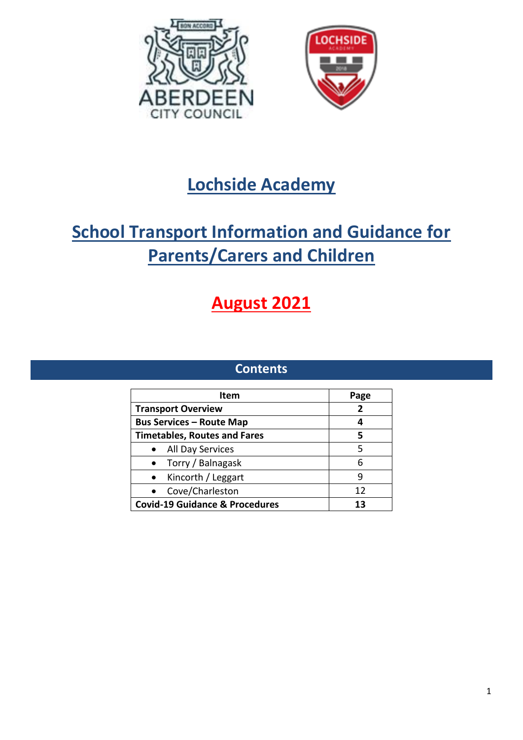# Lochside Academy

## School Transport Information and Guidance for Parents/Carers and Children

## August 2021

### Contents

| Item | Page |
|---|---|
| **Transport Overview** | **2** |
| **Bus Services – Route Map** | **4** |
| **Timetables, Routes and Fares** | **5** |
| • All Day Services | 5 |
| • Torry / Balnagask | 6 |
| • Kincorth / Leggart | 9 |
| • Cove/Charleston | 12 |
| **Covid-19 Guidance & Procedures** | **13** |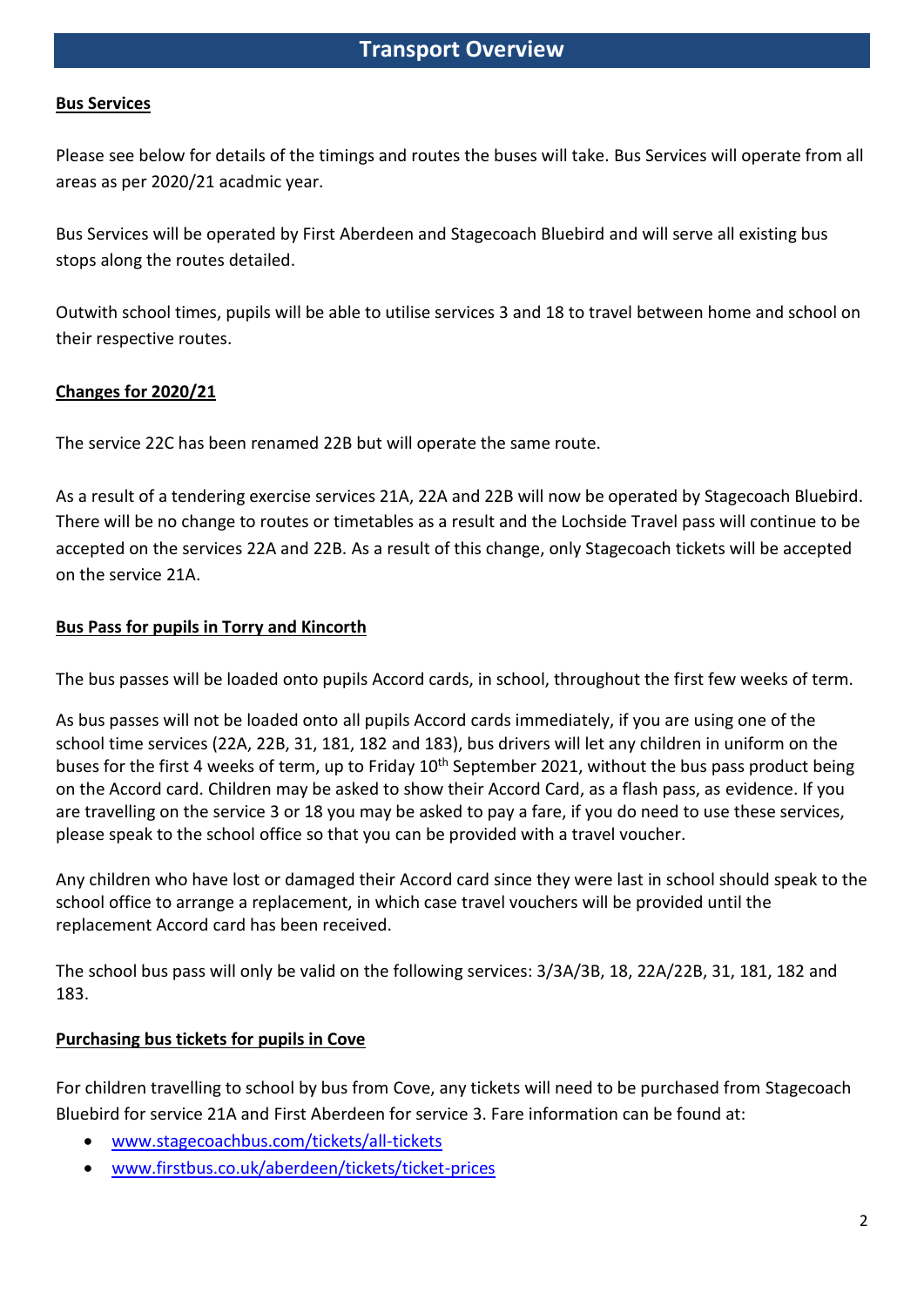# Transport Overview

**Bus Services**

Please see below for details of the timings and routes the buses will take. Bus Services will operate from all areas as per 2020/21 acadmic year.

Bus Services will be operated by First Aberdeen and Stagecoach Bluebird and will serve all existing bus stops along the routes detailed.

Outwith school times, pupils will be able to utilise services 3 and 18 to travel between home and school on their respective routes.

**Changes for 2020/21**

The service 22C has been renamed 22B but will operate the same route.

As a result of a tendering exercise services 21A, 22A and 22B will now be operated by Stagecoach Bluebird. There will be no change to routes or timetables as a result and the Lochside Travel pass will continue to be accepted on the services 22A and 22B. As a result of this change, only Stagecoach tickets will be accepted on the service 21A.

**Bus Pass for pupils in Torry and Kincorth**

The bus passes will be loaded onto pupils Accord cards, in school, throughout the first few weeks of term.

As bus passes will not be loaded onto all pupils Accord cards immediately, if you are using one of the school time services (22A, 22B, 31, 181, 182 and 183), bus drivers will let any children in uniform on the buses for the first 4 weeks of term, up to Friday 10th September 2021, without the bus pass product being on the Accord card. Children may be asked to show their Accord Card, as a flash pass, as evidence. If you are travelling on the service 3 or 18 you may be asked to pay a fare, if you do need to use these services, please speak to the school office so that you can be provided with a travel voucher.

Any children who have lost or damaged their Accord card since they were last in school should speak to the school office to arrange a replacement, in which case travel vouchers will be provided until the replacement Accord card has been received.

The school bus pass will only be valid on the following services: 3/3A/3B, 18, 22A/22B, 31, 181, 182 and 183.

**Purchasing bus tickets for pupils in Cove**

For children travelling to school by bus from Cove, any tickets will need to be purchased from Stagecoach Bluebird for service 21A and First Aberdeen for service 3. Fare information can be found at:

- www.stagecoachbus.com/tickets/all-tickets
- www.firstbus.co.uk/aberdeen/tickets/ticket-prices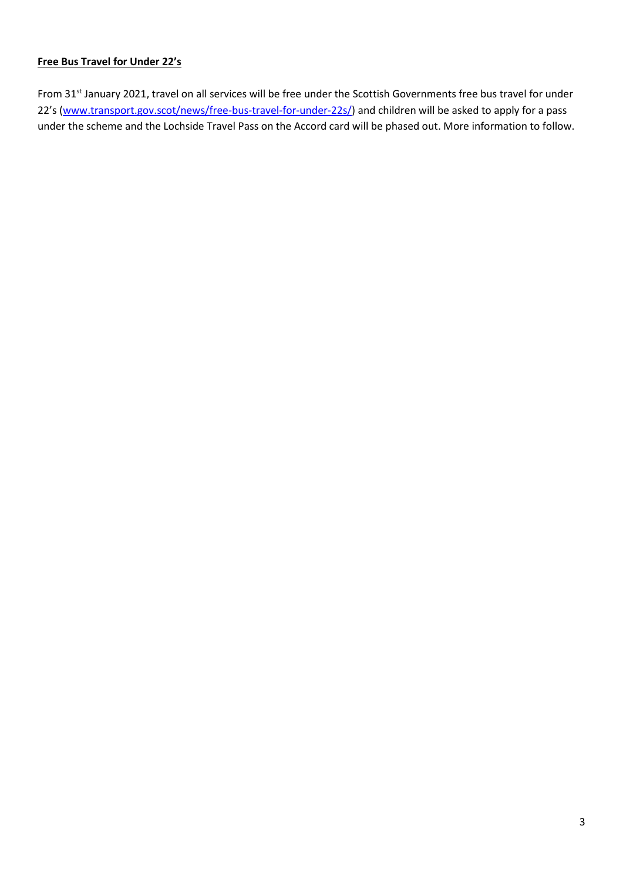**Free Bus Travel for Under 22's**

From 31st January 2021, travel on all services will be free under the Scottish Governments free bus travel for under 22's ([www.transport.gov.scot/news/free-bus-travel-for-under-22s/](www.transport.gov.scot/news/free-bus-travel-for-under-22s/)) and children will be asked to apply for a pass under the scheme and the Lochside Travel Pass on the Accord card will be phased out. More information to follow.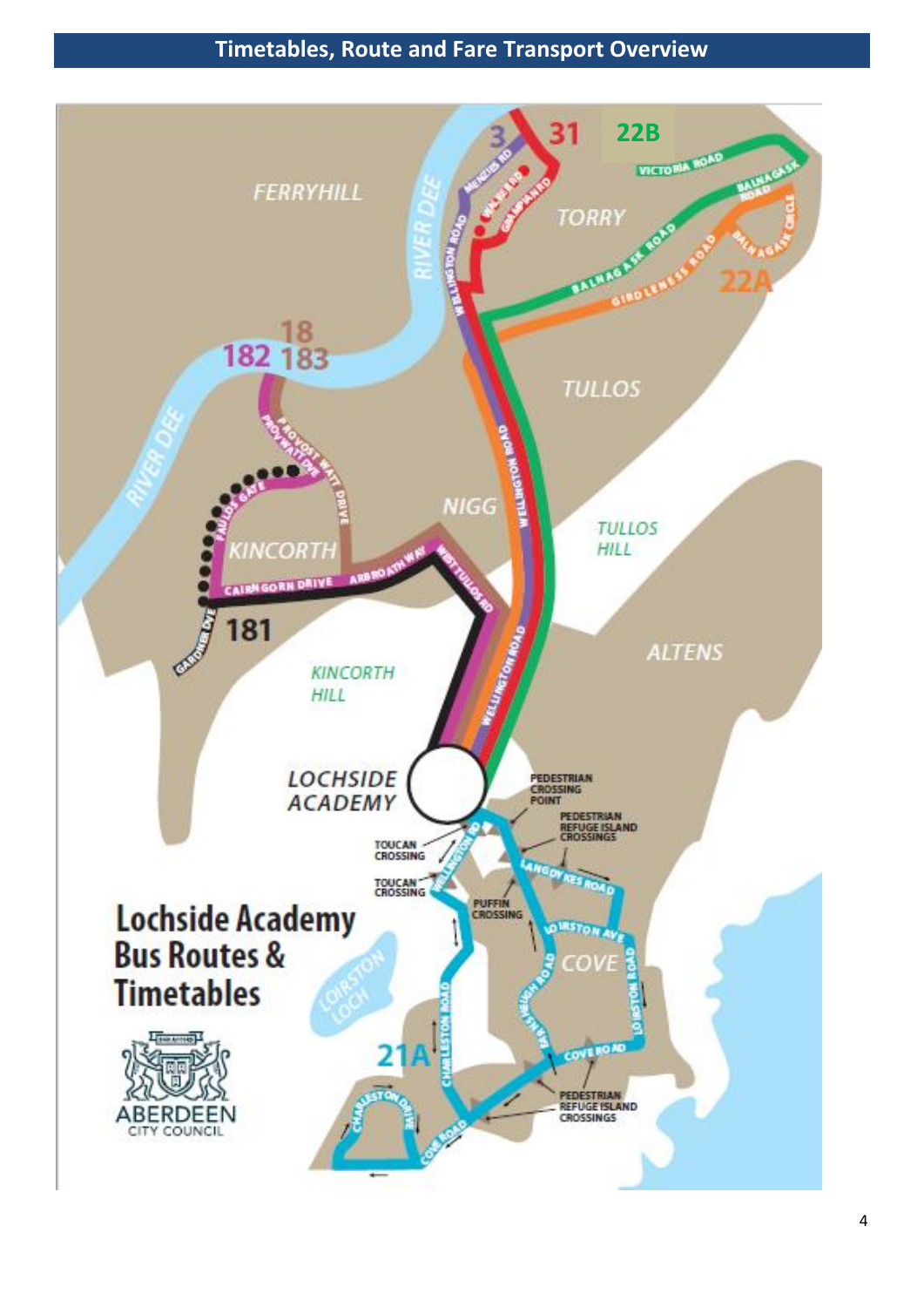## Timetables, Route and Fare Transport Overview

# Lochside Academy Bus Routes & Timetables

ABERDEEN CITY COUNCIL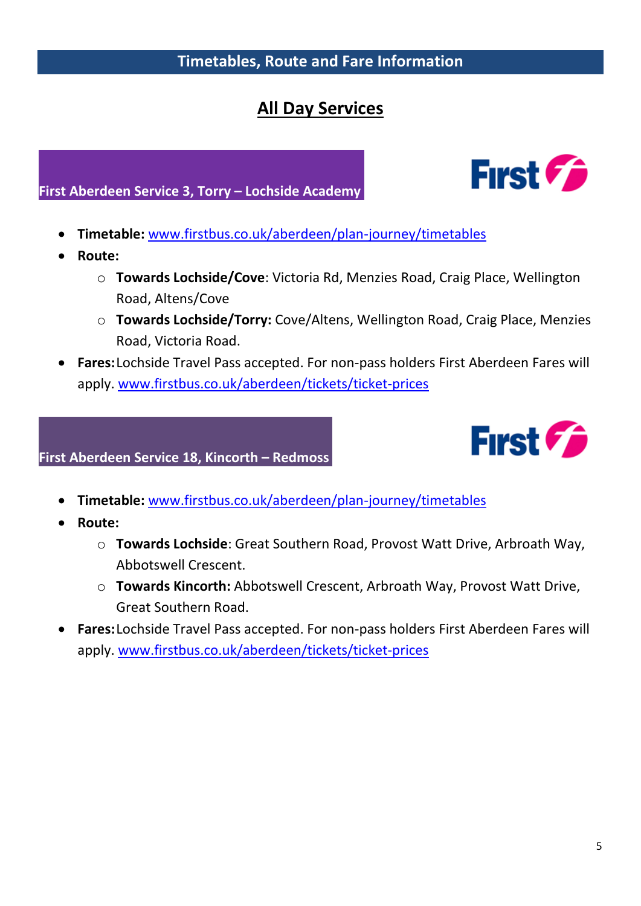# Timetables, Route and Fare Information

## All Day Services

### First Aberdeen Service 3, Torry – Lochside Academy

- **Timetable:** www.firstbus.co.uk/aberdeen/plan-journey/timetables
- **Route:**
  - **Towards Lochside/Cove**: Victoria Rd, Menzies Road, Craig Place, Wellington Road, Altens/Cove
  - **Towards Lochside/Torry:** Cove/Altens, Wellington Road, Craig Place, Menzies Road, Victoria Road.
- **Fares:** Lochside Travel Pass accepted. For non-pass holders First Aberdeen Fares will apply. www.firstbus.co.uk/aberdeen/tickets/ticket-prices

### First Aberdeen Service 18, Kincorth – Redmoss

- **Timetable:** www.firstbus.co.uk/aberdeen/plan-journey/timetables
- **Route:**
  - **Towards Lochside**: Great Southern Road, Provost Watt Drive, Arbroath Way, Abbotswell Crescent.
  - **Towards Kincorth:** Abbotswell Crescent, Arbroath Way, Provost Watt Drive, Great Southern Road.
- **Fares:** Lochside Travel Pass accepted. For non-pass holders First Aberdeen Fares will apply. www.firstbus.co.uk/aberdeen/tickets/ticket-prices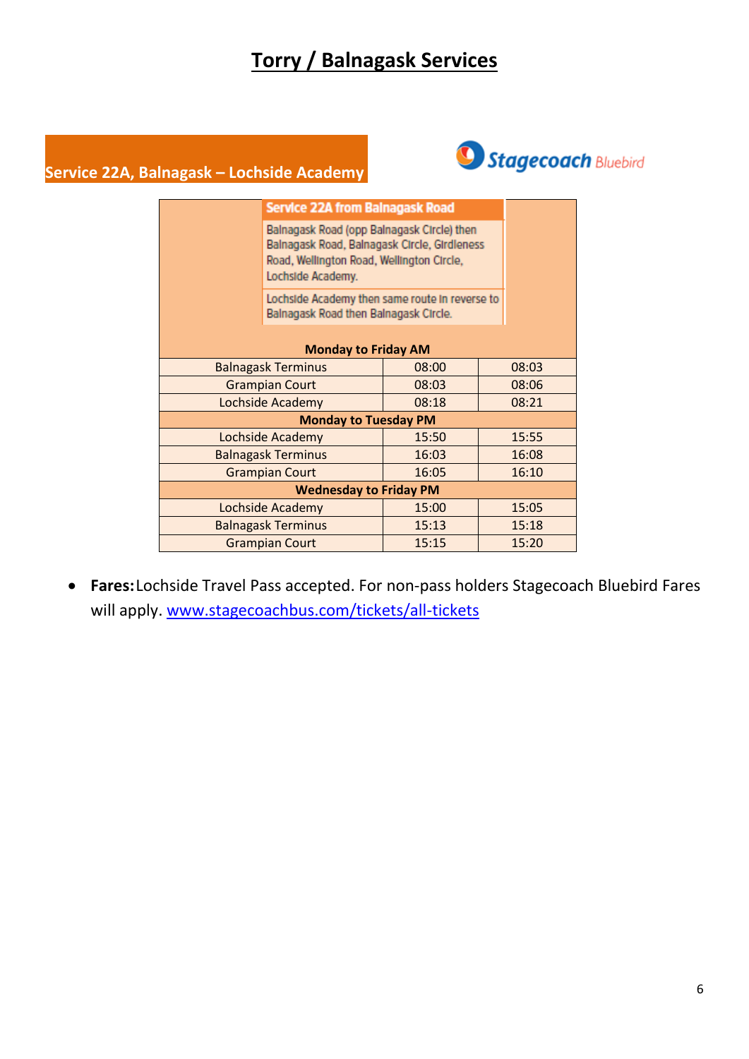# Torry / Balnagask Services

## Service 22A, Balnagask – Lochside Academy

Stagecoach Bluebird

**Service 22A from Balnagask Road**

Balnagask Road (opp Balnagask Circle) then Balnagask Road, Balnagask Circle, Girdleness Road, Wellington Road, Wellington Circle, Lochside Academy.

Lochside Academy then same route in reverse to Balnagask Road then Balnagask Circle.

| Monday to Friday AM | | |
|---|---|---|
| Balnagask Terminus | 08:00 | 08:03 |
| Grampian Court | 08:03 | 08:06 |
| Lochside Academy | 08:18 | 08:21 |
| **Monday to Tuesday PM** | | |
| Lochside Academy | 15:50 | 15:55 |
| Balnagask Terminus | 16:03 | 16:08 |
| Grampian Court | 16:05 | 16:10 |
| **Wednesday to Friday PM** | | |
| Lochside Academy | 15:00 | 15:05 |
| Balnagask Terminus | 15:13 | 15:18 |
| Grampian Court | 15:15 | 15:20 |

- **Fares:** Lochside Travel Pass accepted. For non-pass holders Stagecoach Bluebird Fares will apply. www.stagecoachbus.com/tickets/all-tickets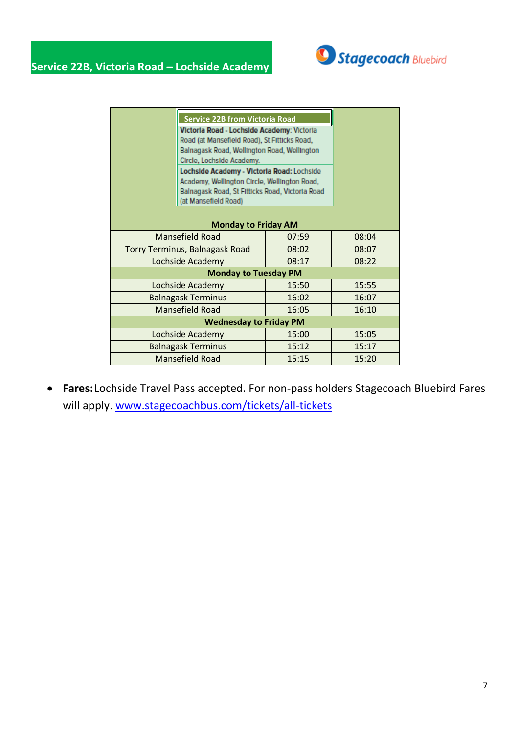## Service 22B, Victoria Road – Lochside Academy

Stagecoach Bluebird

| Service 22B from Victoria Road<br>**Victoria Road - Lochside Academy**: Victoria Road (at Mansefield Road), St Fitticks Road, Balnagask Road, Wellington Road, Wellington Circle, Lochside Academy.<br>**Lochside Academy - Victoria Road:** Lochside Academy, Wellington Circle, Wellington Road, Balnagask Road, St Fitticks Road, Victoria Road (at Mansefield Road) | | |
|---|---|---|
| **Monday to Friday AM** | | |
| Mansefield Road | 07:59 | 08:04 |
| Torry Terminus, Balnagask Road | 08:02 | 08:07 |
| Lochside Academy | 08:17 | 08:22 |
| **Monday to Tuesday PM** | | |
| Lochside Academy | 15:50 | 15:55 |
| Balnagask Terminus | 16:02 | 16:07 |
| Mansefield Road | 16:05 | 16:10 |
| **Wednesday to Friday PM** | | |
| Lochside Academy | 15:00 | 15:05 |
| Balnagask Terminus | 15:12 | 15:17 |
| Mansefield Road | 15:15 | 15:20 |

- **Fares:** Lochside Travel Pass accepted. For non-pass holders Stagecoach Bluebird Fares will apply. [www.stagecoachbus.com/tickets/all-tickets](http://www.stagecoachbus.com/tickets/all-tickets)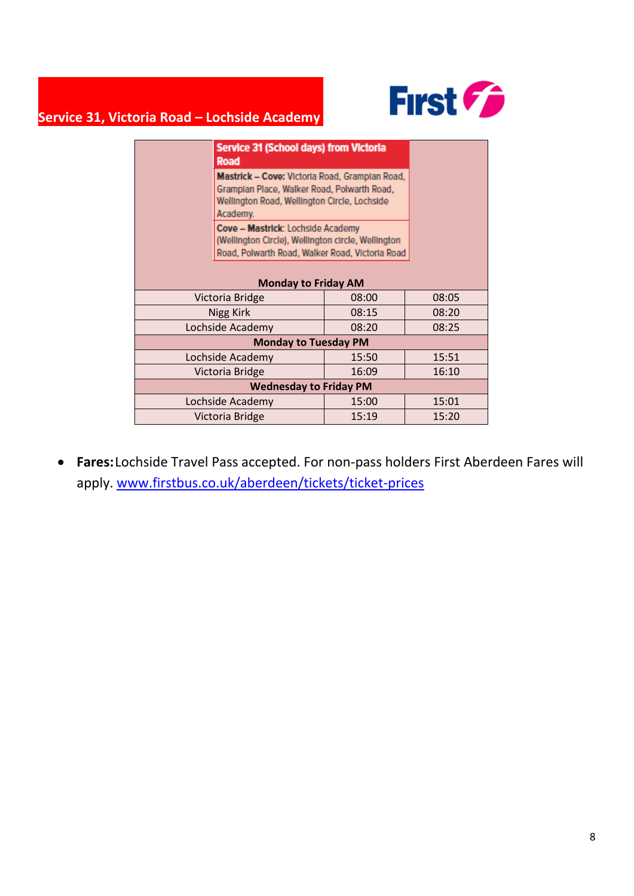## Service 31, Victoria Road – Lochside Academy

First

| Service 31 (School days) from Victoria Road | | |
|---|---|---|
| **Mastrick – Cove:** Victoria Road, Grampian Road, Grampian Place, Walker Road, Polwarth Road, Wellington Road, Wellington Circle, Lochside Academy. | | |
| **Cove – Mastrick**: Lochside Academy (Wellington Circle), Wellington circle, Wellington Road, Polwarth Road, Walker Road, Victoria Road | | |
| **Monday to Friday AM** | | |
| Victoria Bridge | 08:00 | 08:05 |
| Nigg Kirk | 08:15 | 08:20 |
| Lochside Academy | 08:20 | 08:25 |
| **Monday to Tuesday PM** | | |
| Lochside Academy | 15:50 | 15:51 |
| Victoria Bridge | 16:09 | 16:10 |
| **Wednesday to Friday PM** | | |
| Lochside Academy | 15:00 | 15:01 |
| Victoria Bridge | 15:19 | 15:20 |

- **Fares:** Lochside Travel Pass accepted. For non-pass holders First Aberdeen Fares will apply. www.firstbus.co.uk/aberdeen/tickets/ticket-prices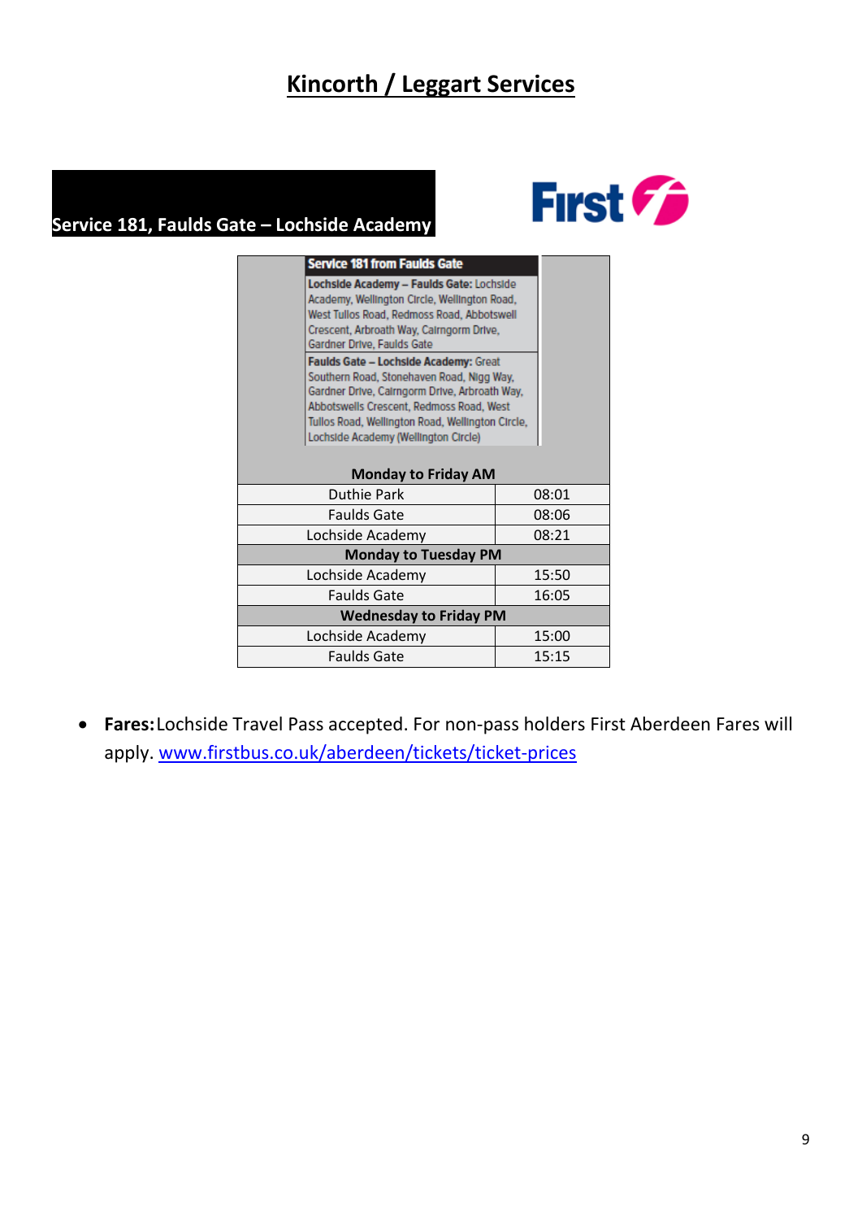# Kincorth / Leggart Services

## Service 181, Faulds Gate – Lochside Academy

First

| Service 181 from Faulds Gate | |
|---|---|
| **Lochside Academy – Faulds Gate:** Lochside Academy, Wellington Circle, Wellington Road, West Tullos Road, Redmoss Road, Abbotswell Crescent, Arbroath Way, Cairngorm Drive, Gardner Drive, Faulds Gate | |
| **Faulds Gate – Lochside Academy:** Great Southern Road, Stonehaven Road, Nigg Way, Gardner Drive, Cairngorm Drive, Arbroath Way, Abbotswells Crescent, Redmoss Road, West Tullos Road, Wellington Road, Wellington Circle, Lochside Academy (Wellington Circle) | |
| **Monday to Friday AM** | |
| Duthie Park | 08:01 |
| Faulds Gate | 08:06 |
| Lochside Academy | 08:21 |
| **Monday to Tuesday PM** | |
| Lochside Academy | 15:50 |
| Faulds Gate | 16:05 |
| **Wednesday to Friday PM** | |
| Lochside Academy | 15:00 |
| Faulds Gate | 15:15 |

- **Fares:** Lochside Travel Pass accepted. For non-pass holders First Aberdeen Fares will apply. [www.firstbus.co.uk/aberdeen/tickets/ticket-prices](www.firstbus.co.uk/aberdeen/tickets/ticket-prices)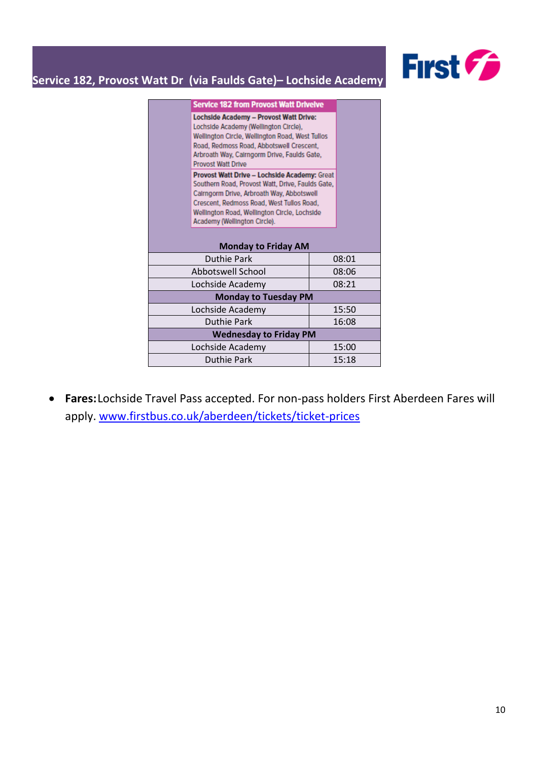## Service 182, Provost Watt Dr (via Faulds Gate)– Lochside Academy

| Service 182 from Provost Watt Drive |
|---|
| **Lochside Academy – Provost Watt Drive:** Lochside Academy (Wellington Circle), Wellington Circle, Wellington Road, West Tullos Road, Redmoss Road, Abbotswell Crescent, Arbroath Way, Cairngorm Drive, Faulds Gate, Provost Watt Drive |
| **Provost Watt Drive – Lochside Academy:** Great Southern Road, Provost Watt, Drive, Faulds Gate, Cairngorm Drive, Arbroath Way, Abbotswell Crescent, Redmoss Road, West Tullos Road, Wellington Road, Wellington Circle, Lochside Academy (Wellington Circle). |

| Monday to Friday AM | |
|---|---|
| Duthie Park | 08:01 |
| Abbotswell School | 08:06 |
| Lochside Academy | 08:21 |
| **Monday to Tuesday PM** | |
| Lochside Academy | 15:50 |
| Duthie Park | 16:08 |
| **Wednesday to Friday PM** | |
| Lochside Academy | 15:00 |
| Duthie Park | 15:18 |

- **Fares:** Lochside Travel Pass accepted. For non-pass holders First Aberdeen Fares will apply. www.firstbus.co.uk/aberdeen/tickets/ticket-prices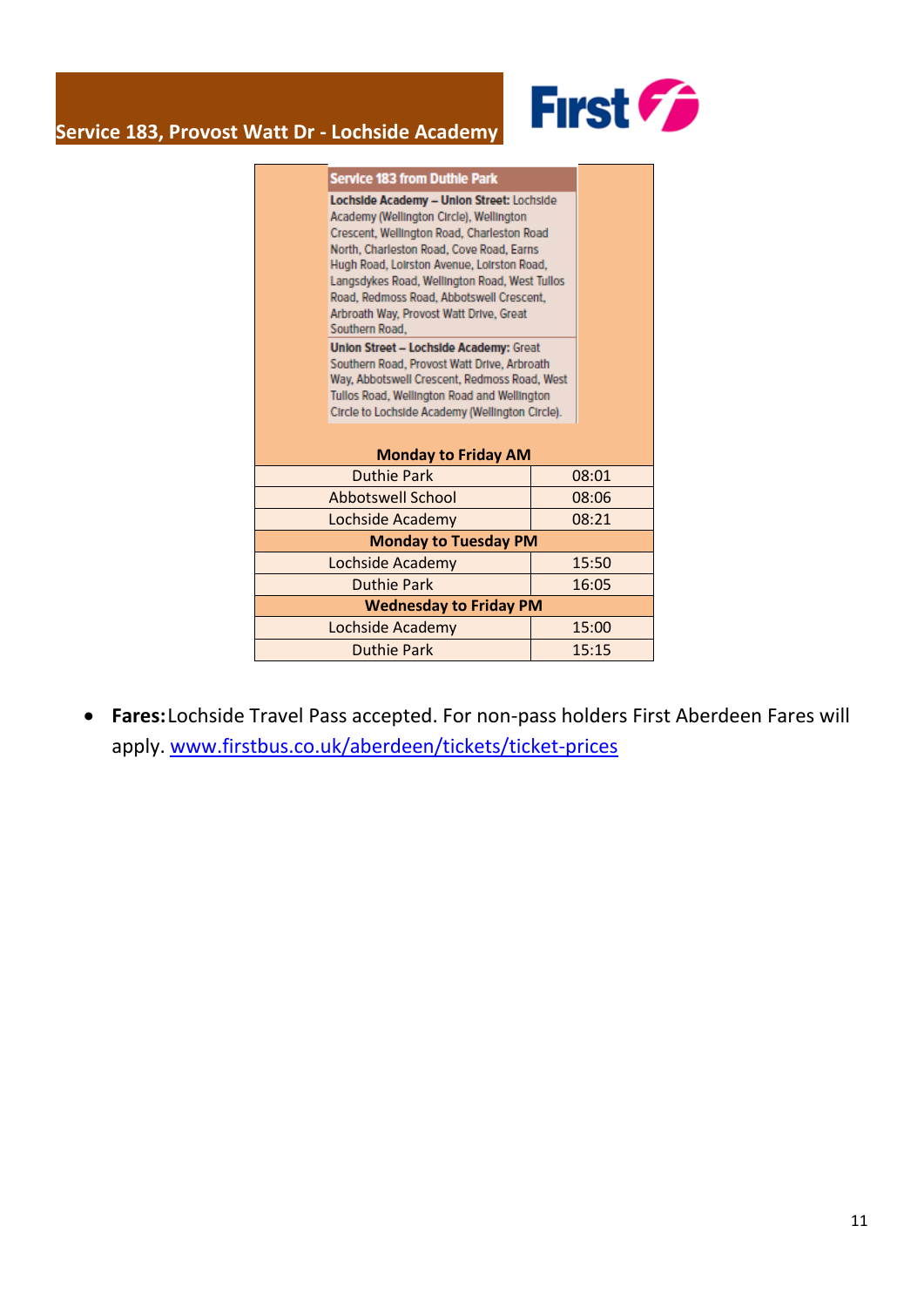# Service 183, Provost Watt Dr - Lochside Academy

First

**Service 183 from Duthie Park**

**Lochside Academy – Union Street:** Lochside Academy (Wellington Circle), Wellington Crescent, Wellington Road, Charleston Road North, Charleston Road, Cove Road, Earns Hugh Road, Loirston Avenue, Loirston Road, Langsdykes Road, Wellington Road, West Tullos Road, Redmoss Road, Abbotswell Crescent, Arbroath Way, Provost Watt Drive, Great Southern Road,

**Union Street – Lochside Academy:** Great Southern Road, Provost Watt Drive, Arbroath Way, Abbotswell Crescent, Redmoss Road, West Tullos Road, Wellington Road and Wellington Circle to Lochside Academy (Wellington Circle).

| **Monday to Friday AM** | |
|---|---|
| Duthie Park | 08:01 |
| Abbotswell School | 08:06 |
| Lochside Academy | 08:21 |
| **Monday to Tuesday PM** | |
| Lochside Academy | 15:50 |
| Duthie Park | 16:05 |
| **Wednesday to Friday PM** | |
| Lochside Academy | 15:00 |
| Duthie Park | 15:15 |

- **Fares:** Lochside Travel Pass accepted. For non-pass holders First Aberdeen Fares will apply. [www.firstbus.co.uk/aberdeen/tickets/ticket-prices](www.firstbus.co.uk/aberdeen/tickets/ticket-prices)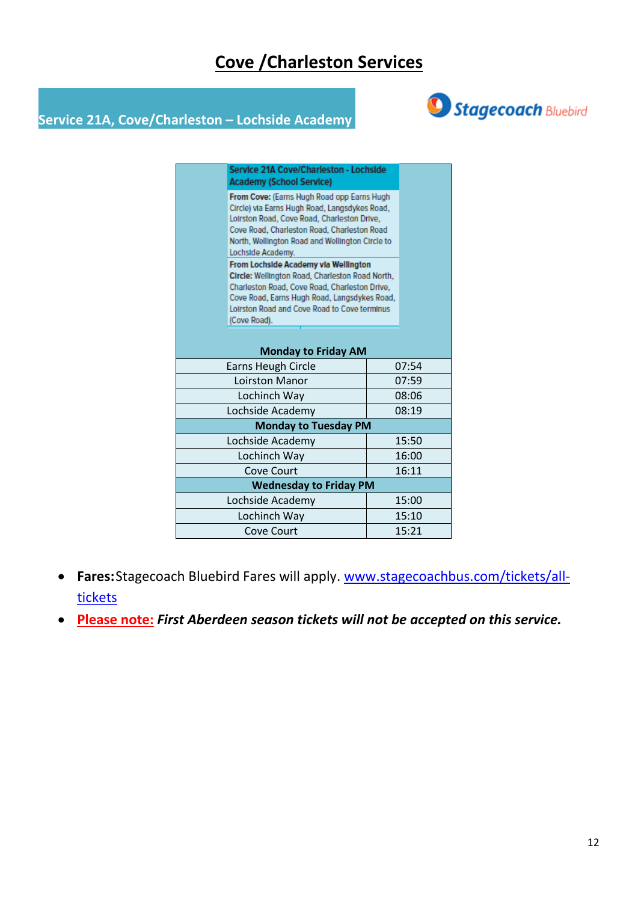# Cove /Charleston Services

## Service 21A, Cove/Charleston – Lochside Academy

Stagecoach Bluebird

| **Service 21A Cove/Charleston - Lochside Academy (School Service)** | |
|---|---|
| **From Cove:** (Earns Hugh Road opp Earns Hugh Circle) via Earns Hugh Road, Langsdykes Road, Loirston Road, Cove Road, Charleston Drive, Cove Road, Charleston Road, Charleston Road North, Wellington Road and Wellington Circle to Lochside Academy. | |
| **From Lochside Academy via Wellington Circle:** Wellington Road, Charleston Road North, Charleston Road, Cove Road, Charleston Drive, Cove Road, Earns Hugh Road, Langsdykes Road, Loirston Road and Cove Road to Cove terminus (Cove Road). | |
| **Monday to Friday AM** | |
| Earns Heugh Circle | 07:54 |
| Loirston Manor | 07:59 |
| Lochinch Way | 08:06 |
| Lochside Academy | 08:19 |
| **Monday to Tuesday PM** | |
| Lochside Academy | 15:50 |
| Lochinch Way | 16:00 |
| Cove Court | 16:11 |
| **Wednesday to Friday PM** | |
| Lochside Academy | 15:00 |
| Lochinch Way | 15:10 |
| Cove Court | 15:21 |

- **Fares:** Stagecoach Bluebird Fares will apply. [www.stagecoachbus.com/tickets/all-tickets](www.stagecoachbus.com/tickets/all-tickets)
- Please note: ***First Aberdeen season tickets will not be accepted on this service.***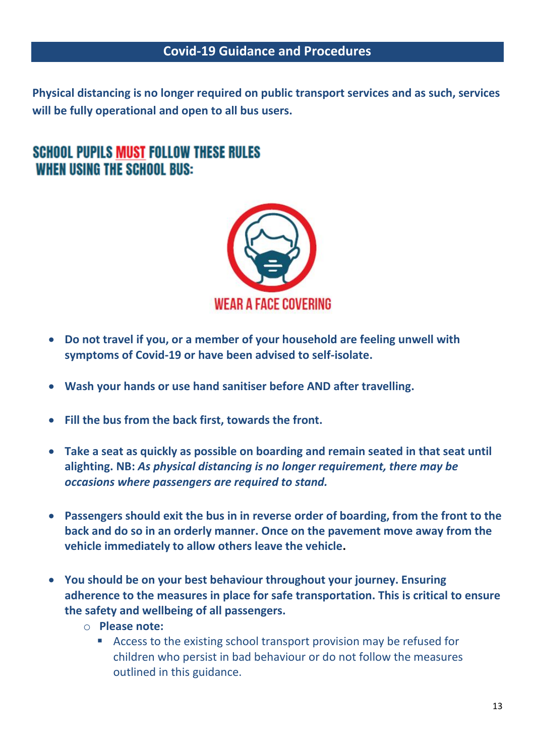## Covid-19 Guidance and Procedures

**Physical distancing is no longer required on public transport services and as such, services will be fully operational and open to all bus users.**

### SCHOOL PUPILS MUST FOLLOW THESE RULES WHEN USING THE SCHOOL BUS:

WEAR A FACE COVERING

- **Do not travel if you, or a member of your household are feeling unwell with symptoms of Covid-19 or have been advised to self-isolate.**
- **Wash your hands or use hand sanitiser before AND after travelling.**
- **Fill the bus from the back first, towards the front.**
- **Take a seat as quickly as possible on boarding and remain seated in that seat until alighting. NB:** ***As physical distancing is no longer requirement, there may be occasions where passengers are required to stand.***
- **Passengers should exit the bus in in reverse order of boarding, from the front to the back and do so in an orderly manner. Once on the pavement move away from the vehicle immediately to allow others leave the vehicle.**
- **You should be on your best behaviour throughout your journey. Ensuring adherence to the measures in place for safe transportation. This is critical to ensure the safety and wellbeing of all passengers.**
  - **Please note:**
    - Access to the existing school transport provision may be refused for children who persist in bad behaviour or do not follow the measures outlined in this guidance.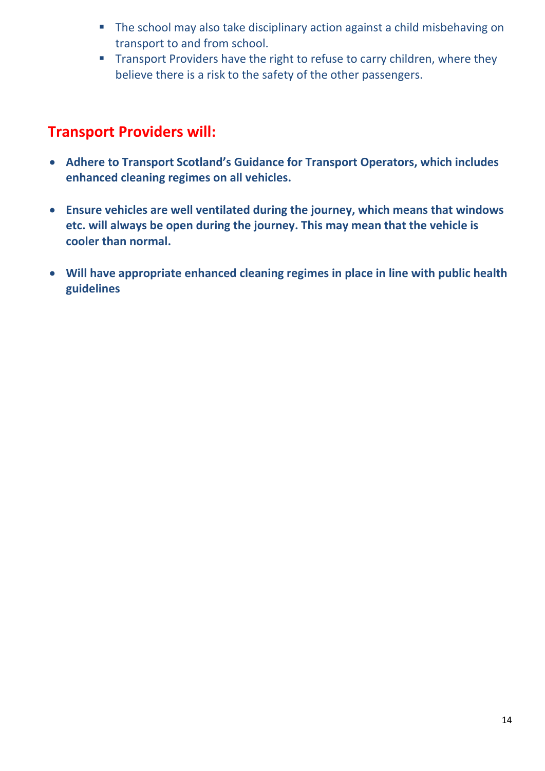- The school may also take disciplinary action against a child misbehaving on transport to and from school.
  - Transport Providers have the right to refuse to carry children, where they believe there is a risk to the safety of the other passengers.

## Transport Providers will:

- **Adhere to Transport Scotland's Guidance for Transport Operators, which includes enhanced cleaning regimes on all vehicles.**
- **Ensure vehicles are well ventilated during the journey, which means that windows etc. will always be open during the journey. This may mean that the vehicle is cooler than normal.**
- **Will have appropriate enhanced cleaning regimes in place in line with public health guidelines**